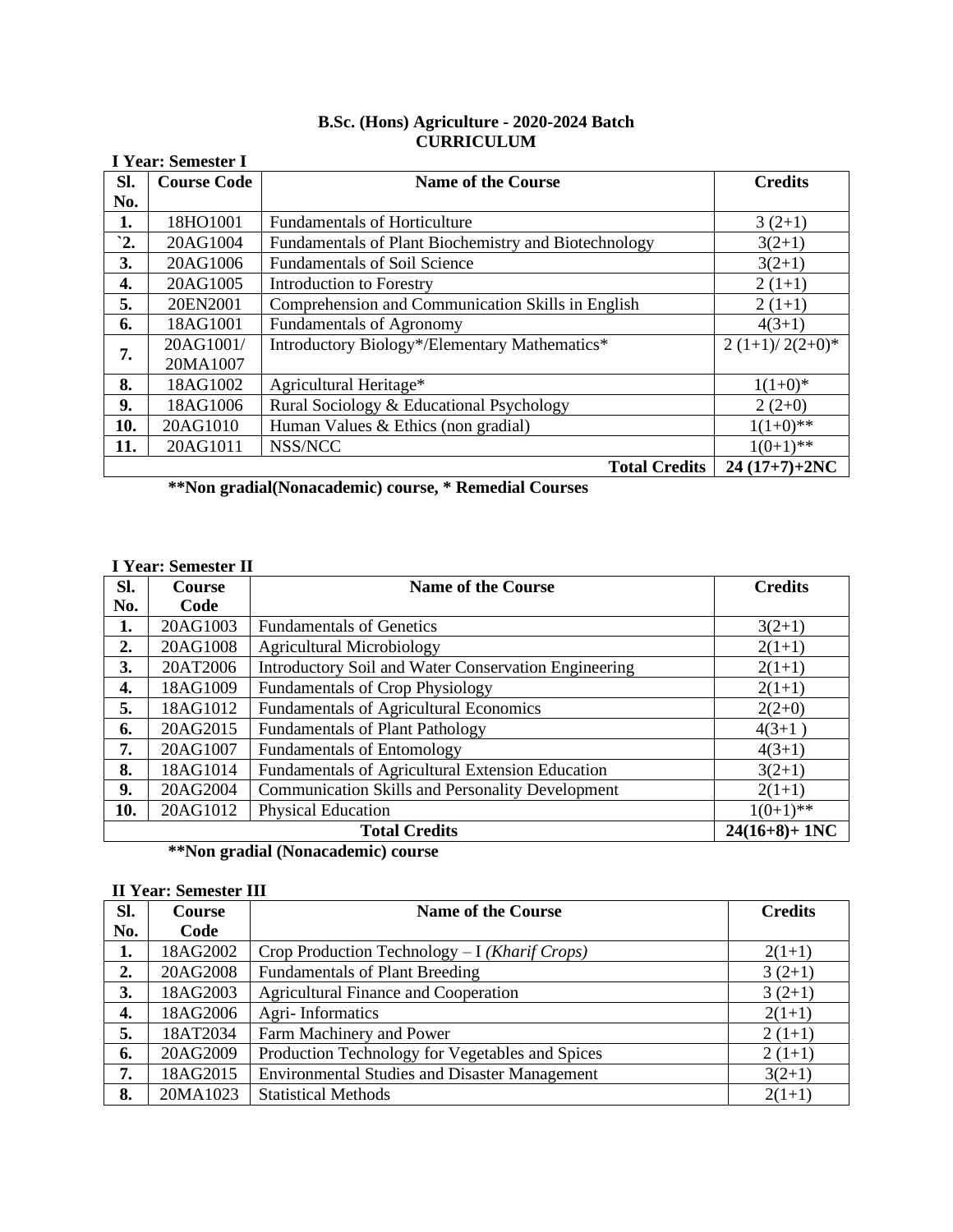**B.Sc. (Hons) Agriculture - 2020-2024 Batch**
**CURRICULUM**

**I Year: Semester I**

| Sl. No. | Course Code | Name of the Course | Credits |
|---|---|---|---|
| **1.** | 18HO1001 | Fundamentals of Horticulture | 3 (2+1) |
| **`2.** | 20AG1004 | Fundamentals of Plant Biochemistry and Biotechnology | 3(2+1) |
| **3.** | 20AG1006 | Fundamentals of Soil Science | 3(2+1) |
| **4.** | 20AG1005 | Introduction to Forestry | 2 (1+1) |
| **5.** | 20EN2001 | Comprehension and Communication Skills in English | 2 (1+1) |
| **6.** | 18AG1001 | Fundamentals of Agronomy | 4(3+1) |
| **7.** | 20AG1001/ 20MA1007 | Introductory Biology*/Elementary Mathematics* | 2 (1+1)/ 2(2+0)* |
| **8.** | 18AG1002 | Agricultural Heritage* | 1(1+0)* |
| **9.** | 18AG1006 | Rural Sociology & Educational Psychology | 2 (2+0) |
| **10.** | 20AG1010 | Human Values & Ethics (non gradial) | 1(1+0)** |
| **11.** | 20AG1011 | NSS/NCC | 1(0+1)** |
| | | **Total Credits** | **24 (17+7)+2NC** |

**Non gradial(Nonacademic) course, * Remedial Courses**

**I Year: Semester II**

| Sl. No. | Course Code | Name of the Course | Credits |
|---|---|---|---|
| **1.** | 20AG1003 | Fundamentals of Genetics | 3(2+1) |
| **2.** | 20AG1008 | Agricultural Microbiology | 2(1+1) |
| **3.** | 20AT2006 | Introductory Soil and Water Conservation Engineering | 2(1+1) |
| **4.** | 18AG1009 | Fundamentals of Crop Physiology | 2(1+1) |
| **5.** | 18AG1012 | Fundamentals of Agricultural Economics | 2(2+0) |
| **6.** | 20AG2015 | Fundamentals of Plant Pathology | 4(3+1 ) |
| **7.** | 20AG1007 | Fundamentals of Entomology | 4(3+1) |
| **8.** | 18AG1014 | Fundamentals of Agricultural Extension Education | 3(2+1) |
| **9.** | 20AG2004 | Communication Skills and Personality Development | 2(1+1) |
| **10.** | 20AG1012 | Physical Education | 1(0+1)** |
| | | **Total Credits** | **24(16+8)+ 1NC** |

**Non gradial (Nonacademic) course**

**II Year: Semester III**

| Sl. No. | Course Code | Name of the Course | Credits |
|---|---|---|---|
| **1.** | 18AG2002 | Crop Production Technology – I *(Kharif Crops)* | 2(1+1) |
| **2.** | 20AG2008 | Fundamentals of Plant Breeding | 3 (2+1) |
| **3.** | 18AG2003 | Agricultural Finance and Cooperation | 3 (2+1) |
| **4.** | 18AG2006 | Agri- Informatics | 2(1+1) |
| **5.** | 18AT2034 | Farm Machinery and Power | 2 (1+1) |
| **6.** | 20AG2009 | Production Technology for Vegetables and Spices | 2 (1+1) |
| **7.** | 18AG2015 | Environmental Studies and Disaster Management | 3(2+1) |
| **8.** | 20MA1023 | Statistical Methods | 2(1+1) |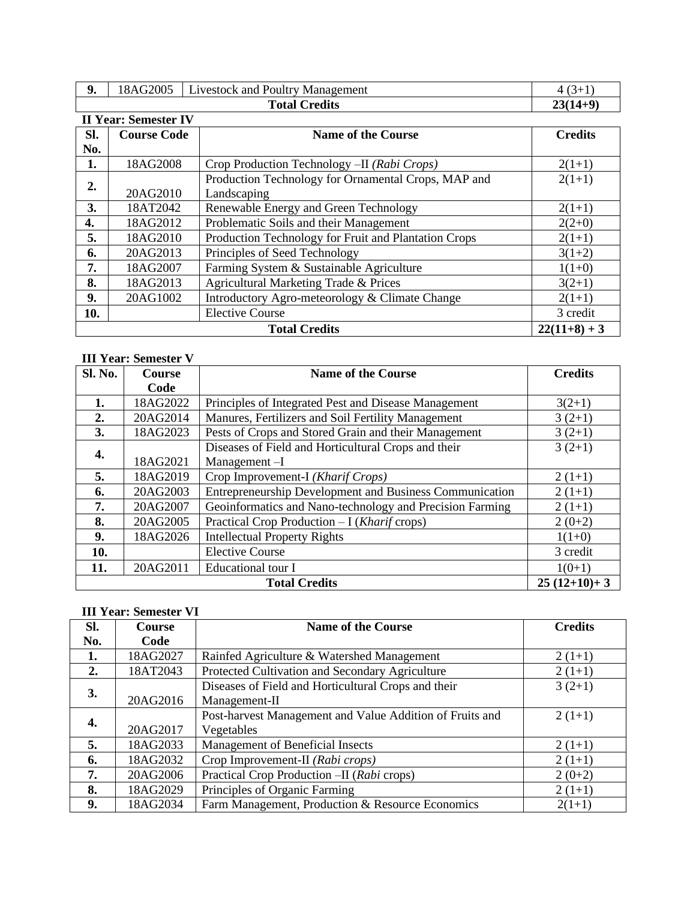| 9. | 18AG2005 | Livestock and Poultry Management | 4 (3+1) |
|---|---|---|---|
| **Total Credits** | | | **23(14+9)** |

**II Year: Semester IV**

| Sl. No. | Course Code | Name of the Course | Credits |
|---|---|---|---|
| **1.** | 18AG2008 | Crop Production Technology –II *(Rabi Crops)* | 2(1+1) |
| **2.** | 20AG2010 | Production Technology for Ornamental Crops, MAP and Landscaping | 2(1+1) |
| **3.** | 18AT2042 | Renewable Energy and Green Technology | 2(1+1) |
| **4.** | 18AG2012 | Problematic Soils and their Management | 2(2+0) |
| **5.** | 18AG2010 | Production Technology for Fruit and Plantation Crops | 2(1+1) |
| **6.** | 20AG2013 | Principles of Seed Technology | 3(1+2) |
| **7.** | 18AG2007 | Farming System & Sustainable Agriculture | 1(1+0) |
| **8.** | 18AG2013 | Agricultural Marketing Trade & Prices | 3(2+1) |
| **9.** | 20AG1002 | Introductory Agro-meteorology & Climate Change | 2(1+1) |
| **10.** | | Elective Course | 3 credit |
| **Total Credits** | | | **22(11+8) + 3** |

**III Year: Semester V**

| Sl. No. | Course Code | Name of the Course | Credits |
|---|---|---|---|
| **1.** | 18AG2022 | Principles of Integrated Pest and Disease Management | 3(2+1) |
| **2.** | 20AG2014 | Manures, Fertilizers and Soil Fertility Management | 3 (2+1) |
| **3.** | 18AG2023 | Pests of Crops and Stored Grain and their Management | 3 (2+1) |
| **4.** | 18AG2021 | Diseases of Field and Horticultural Crops and their Management –I | 3 (2+1) |
| **5.** | 18AG2019 | Crop Improvement-I *(Kharif Crops)* | 2 (1+1) |
| **6.** | 20AG2003 | Entrepreneurship Development and Business Communication | 2 (1+1) |
| **7.** | 20AG2007 | Geoinformatics and Nano-technology and Precision Farming | 2 (1+1) |
| **8.** | 20AG2005 | Practical Crop Production – I (*Kharif* crops) | 2 (0+2) |
| **9.** | 18AG2026 | Intellectual Property Rights | 1(1+0) |
| **10.** | | Elective Course | 3 credit |
| **11.** | 20AG2011 | Educational tour I | 1(0+1) |
| **Total Credits** | | | **25 (12+10)+ 3** |

**III Year: Semester VI**

| Sl. No. | Course Code | Name of the Course | Credits |
|---|---|---|---|
| **1.** | 18AG2027 | Rainfed Agriculture & Watershed Management | 2 (1+1) |
| **2.** | 18AT2043 | Protected Cultivation and Secondary Agriculture | 2 (1+1) |
| **3.** | 20AG2016 | Diseases of Field and Horticultural Crops and their Management-II | 3 (2+1) |
| **4.** | 20AG2017 | Post-harvest Management and Value Addition of Fruits and Vegetables | 2 (1+1) |
| **5.** | 18AG2033 | Management of Beneficial Insects | 2 (1+1) |
| **6.** | 18AG2032 | Crop Improvement-II *(Rabi crops)* | 2 (1+1) |
| **7.** | 20AG2006 | Practical Crop Production –II (*Rabi* crops) | 2 (0+2) |
| **8.** | 18AG2029 | Principles of Organic Farming | 2 (1+1) |
| **9.** | 18AG2034 | Farm Management, Production & Resource Economics | 2(1+1) |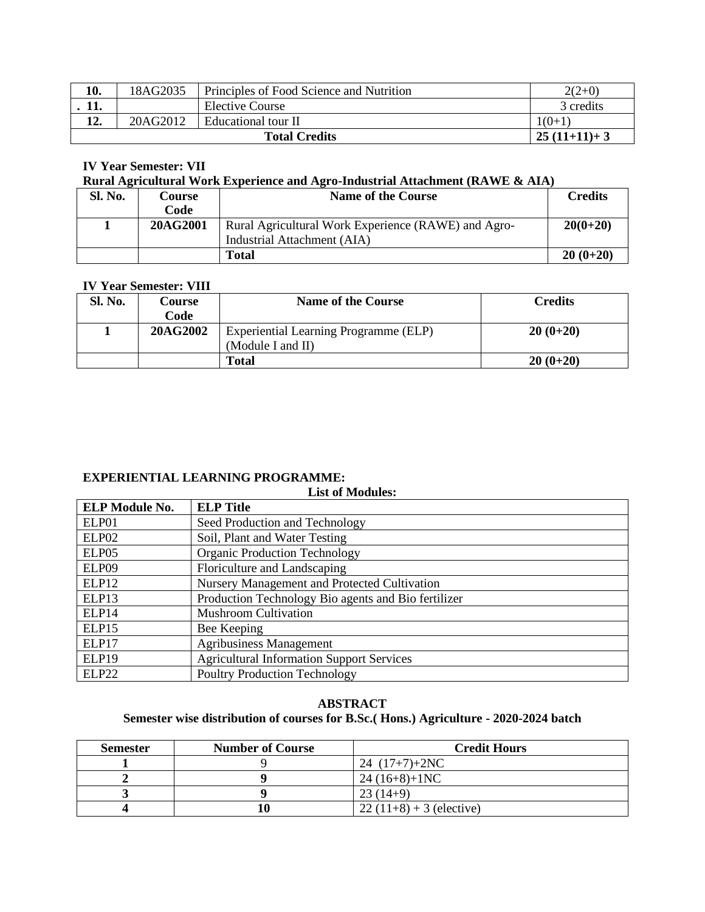| 10. | 18AG2035 | Principles of Food Science and Nutrition | 2(2+0) |
|---|---|---|---|
| . 11. | | Elective Course | 3 credits |
| 12. | 20AG2012 | Educational tour II | 1(0+1) |
| **Total Credits** | | | **25 (11+11)+ 3** |

**IV Year Semester: VII**

**Rural Agricultural Work Experience and Agro-Industrial Attachment (RAWE & AIA)**

| Sl. No. | Course Code | Name of the Course | Credits |
|---|---|---|---|
| **1** | **20AG2001** | Rural Agricultural Work Experience (RAWE) and Agro-Industrial Attachment (AIA) | **20(0+20)** |
| | | **Total** | **20 (0+20)** |

**IV Year Semester: VIII**

| Sl. No. | Course Code | Name of the Course | Credits |
|---|---|---|---|
| **1** | **20AG2002** | Experiential Learning Programme (ELP) (Module I and II) | **20 (0+20)** |
| | | **Total** | **20 (0+20)** |

**EXPERIENTIAL LEARNING PROGRAMME:**

**List of Modules:**

| ELP Module No. | ELP Title |
|---|---|
| ELP01 | Seed Production and Technology |
| ELP02 | Soil, Plant and Water Testing |
| ELP05 | Organic Production Technology |
| ELP09 | Floriculture and Landscaping |
| ELP12 | Nursery Management and Protected Cultivation |
| ELP13 | Production Technology Bio agents and Bio fertilizer |
| ELP14 | Mushroom Cultivation |
| ELP15 | Bee Keeping |
| ELP17 | Agribusiness Management |
| ELP19 | Agricultural Information Support Services |
| ELP22 | Poultry Production Technology |

**ABSTRACT**

**Semester wise distribution of courses for B.Sc.( Hons.) Agriculture - 2020-2024 batch**

| Semester | Number of Course | Credit Hours |
|---|---|---|
| **1** | 9 | 24 (17+7)+2NC |
| **2** | **9** | 24 (16+8)+1NC |
| **3** | **9** | 23 (14+9) |
| **4** | **10** | 22 (11+8) + 3 (elective) |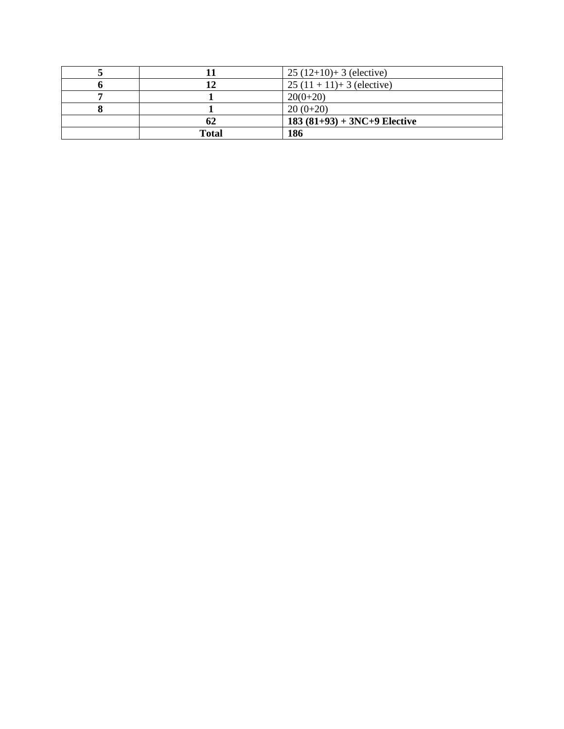| | | |
|---|---|---|
| **5** | **11** | 25 (12+10)+ 3 (elective) |
| **6** | **12** | 25 (11 + 11)+ 3 (elective) |
| **7** | **1** | 20(0+20) |
| **8** | **1** | 20 (0+20) |
| | **62** | **183 (81+93) + 3NC+9 Elective** |
| | **Total** | **186** |